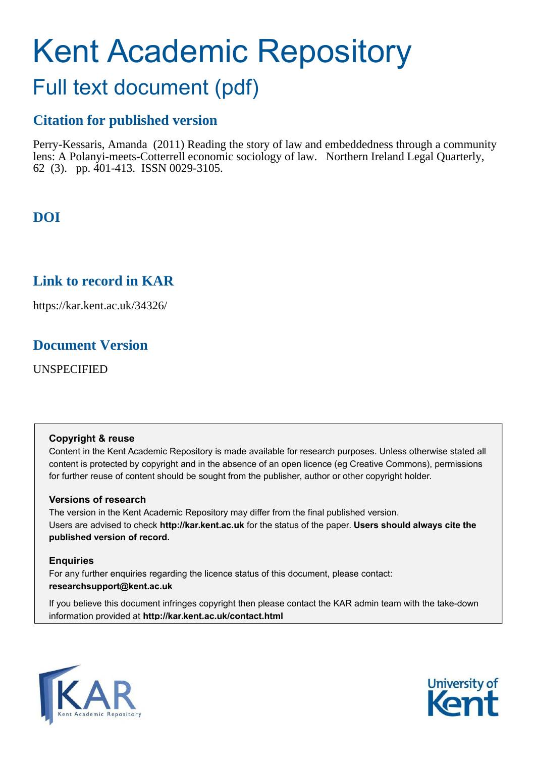# Kent Academic Repository

## Full text document (pdf)

### Citation for published version

Perry-Kessaris, Amanda (2011) Reading the story of law and embeddedness through a community lens: A Polanyi-meets-Cotterrell economic sociology of law. Northern Ireland Legal Quarterly, 62 (3). pp. 401-413. ISSN 0029-3105.

### DOI

### Link to record in KAR

https://kar.kent.ac.uk/34326/

### Document Version

UNSPECIFIED

**Copyright & reuse**

Content in the Kent Academic Repository is made available for research purposes. Unless otherwise stated all content is protected by copyright and in the absence of an open licence (eg Creative Commons), permissions for further reuse of content should be sought from the publisher, author or other copyright holder.

**Versions of research**

The version in the Kent Academic Repository may differ from the final published version.
Users are advised to check **http://kar.kent.ac.uk** for the status of the paper. **Users should always cite the published version of record.**

**Enquiries**

For any further enquiries regarding the licence status of this document, please contact:
**researchsupport@kent.ac.uk**

If you believe this document infringes copyright then please contact the KAR admin team with the take-down information provided at **http://kar.kent.ac.uk/contact.html**

KAR Kent Academic Repository

University of Kent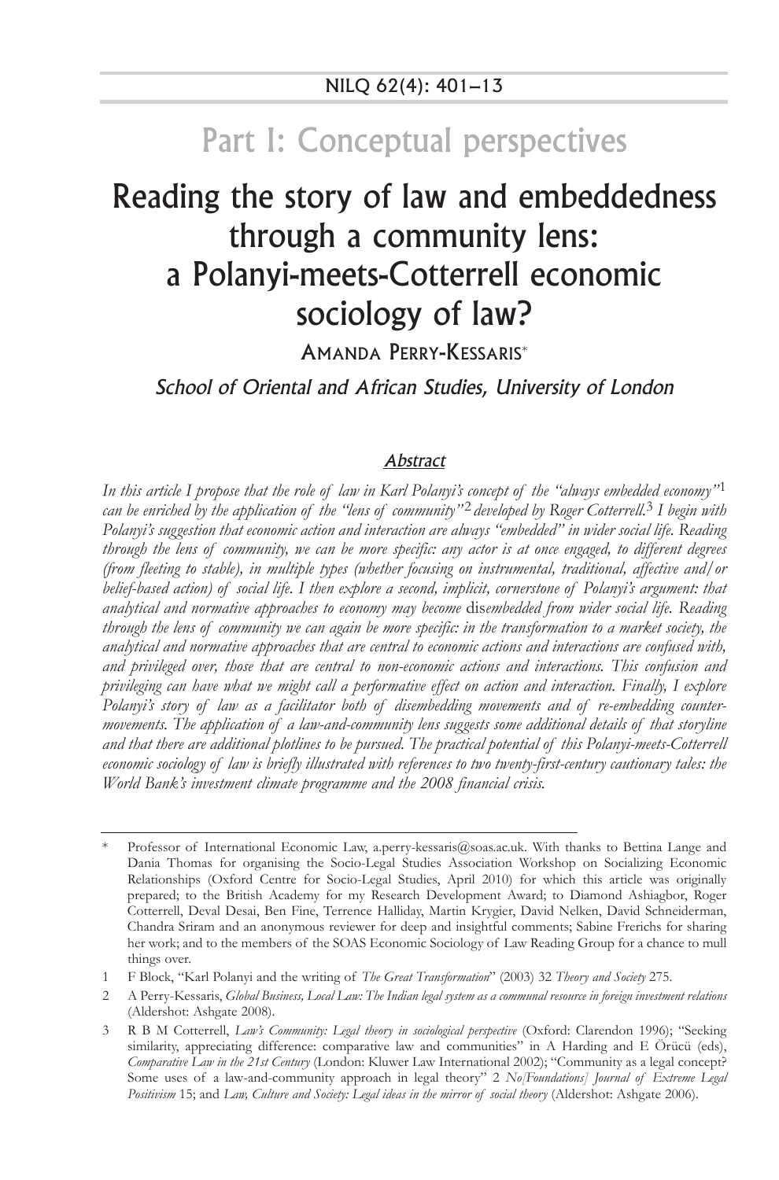# Part I: Conceptual perspectives

# Reading the story of law and embeddedness through a community lens: a Polanyi-meets-Cotterrell economic sociology of law?

AMANDA PERRY-KESSARIS*

*School of Oriental and African Studies, University of London*

## *Abstract*

*In this article I propose that the role of law in Karl Polanyi's concept of the "always embedded economy"*[1] *can be enriched by the application of the "lens of community"*[2] *developed by Roger Cotterrell.*[3] *I begin with Polanyi's suggestion that economic action and interaction are always "embedded" in wider social life. Reading through the lens of community, we can be more specific: any actor is at once engaged, to different degrees (from fleeting to stable), in multiple types (whether focusing on instrumental, traditional, affective and/or belief-based action) of social life. I then explore a second, implicit, cornerstone of Polanyi's argument: that analytical and normative approaches to economy may become* dis*embedded from wider social life. Reading through the lens of community we can again be more specific: in the transformation to a market society, the analytical and normative approaches that are central to economic actions and interactions are confused with, and privileged over, those that are central to non-economic actions and interactions. This confusion and privileging can have what we might call a performative effect on action and interaction. Finally, I explore Polanyi's story of law as a facilitator both of disembedding movements and of re-embedding counter-movements. The application of a law-and-community lens suggests some additional details of that storyline and that there are additional plotlines to be pursued. The practical potential of this Polanyi-meets-Cotterrell economic sociology of law is briefly illustrated with references to two twenty-first-century cautionary tales: the World Bank's investment climate programme and the 2008 financial crisis.*

---

\* Professor of International Economic Law, a.perry-kessaris@soas.ac.uk. With thanks to Bettina Lange and Dania Thomas for organising the Socio-Legal Studies Association Workshop on Socializing Economic Relationships (Oxford Centre for Socio-Legal Studies, April 2010) for which this article was originally prepared; to the British Academy for my Research Development Award; to Diamond Ashiagbor, Roger Cotterrell, Deval Desai, Ben Fine, Terrence Halliday, Martin Krygier, David Nelken, David Schneiderman, Chandra Sriram and an anonymous reviewer for deep and insightful comments; Sabine Frerichs for sharing her work; and to the members of the SOAS Economic Sociology of Law Reading Group for a chance to mull things over.

1 F Block, "Karl Polanyi and the writing of *The Great Transformation*" (2003) 32 *Theory and Society* 275.

2 A Perry-Kessaris, *Global Business, Local Law: The Indian legal system as a communal resource in foreign investment relations* (Aldershot: Ashgate 2008).

3 R B M Cotterrell, *Law's Community: Legal theory in sociological perspective* (Oxford: Clarendon 1996); "Seeking similarity, appreciating difference: comparative law and communities" in A Harding and E Örücü (eds), *Comparative Law in the 21st Century* (London: Kluwer Law International 2002); "Community as a legal concept? Some uses of a law-and-community approach in legal theory" 2 *No[Foundations] Journal of Extreme Legal Positivism* 15; and *Law, Culture and Society: Legal ideas in the mirror of social theory* (Aldershot: Ashgate 2006).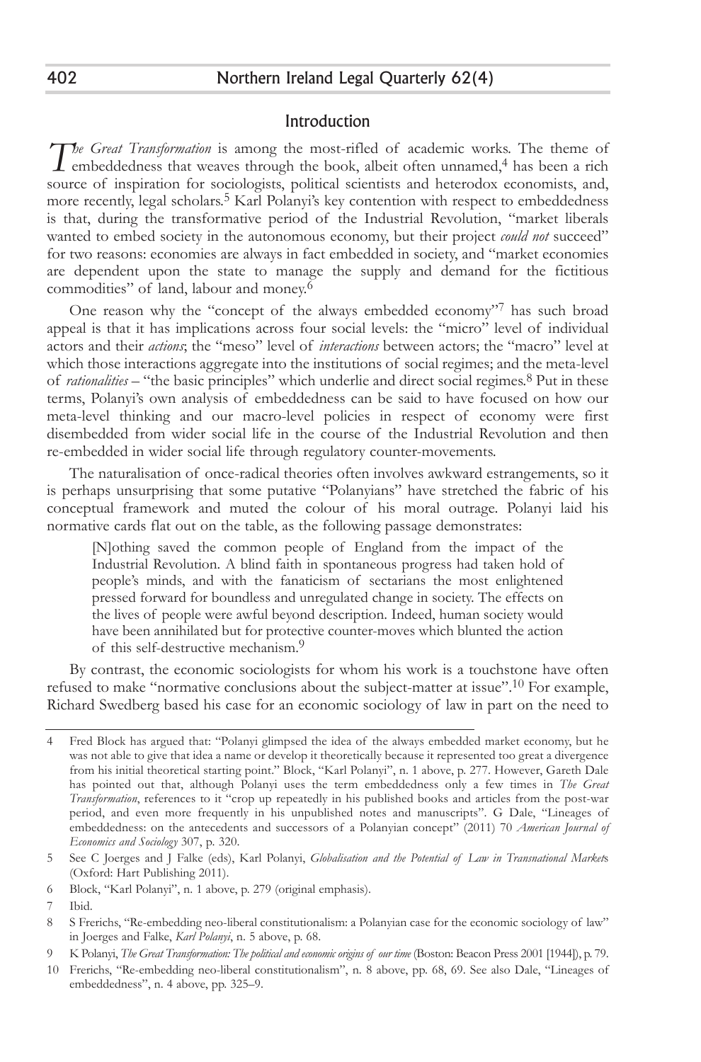## Introduction

*The Great Transformation* is among the most-rifled of academic works. The theme of embeddedness that weaves through the book, albeit often unnamed,[4] has been a rich source of inspiration for sociologists, political scientists and heterodox economists, and, more recently, legal scholars.[5] Karl Polanyi's key contention with respect to embeddedness is that, during the transformative period of the Industrial Revolution, "market liberals wanted to embed society in the autonomous economy, but their project *could not* succeed" for two reasons: economies are always in fact embedded in society, and "market economies are dependent upon the state to manage the supply and demand for the fictitious commodities" of land, labour and money.[6]

One reason why the "concept of the always embedded economy"[7] has such broad appeal is that it has implications across four social levels: the "micro" level of individual actors and their *actions*; the "meso" level of *interactions* between actors; the "macro" level at which those interactions aggregate into the institutions of social regimes; and the meta-level of *rationalities* – "the basic principles" which underlie and direct social regimes.[8] Put in these terms, Polanyi's own analysis of embeddedness can be said to have focused on how our meta-level thinking and our macro-level policies in respect of economy were first disembedded from wider social life in the course of the Industrial Revolution and then re-embedded in wider social life through regulatory counter-movements.

The naturalisation of once-radical theories often involves awkward estrangements, so it is perhaps unsurprising that some putative "Polanyians" have stretched the fabric of his conceptual framework and muted the colour of his moral outrage. Polanyi laid his normative cards flat out on the table, as the following passage demonstrates:

> [N]othing saved the common people of England from the impact of the Industrial Revolution. A blind faith in spontaneous progress had taken hold of people's minds, and with the fanaticism of sectarians the most enlightened pressed forward for boundless and unregulated change in society. The effects on the lives of people were awful beyond description. Indeed, human society would have been annihilated but for protective counter-moves which blunted the action of this self-destructive mechanism.[9]

By contrast, the economic sociologists for whom his work is a touchstone have often refused to make "normative conclusions about the subject-matter at issue".[10] For example, Richard Swedberg based his case for an economic sociology of law in part on the need to

---

4 Fred Block has argued that: "Polanyi glimpsed the idea of the always embedded market economy, but he was not able to give that idea a name or develop it theoretically because it represented too great a divergence from his initial theoretical starting point." Block, "Karl Polanyi", n. 1 above, p. 277. However, Gareth Dale has pointed out that, although Polanyi uses the term embeddedness only a few times in *The Great Transformation*, references to it "crop up repeatedly in his published books and articles from the post-war period, and even more frequently in his unpublished notes and manuscripts". G Dale, "Lineages of embeddedness: on the antecedents and successors of a Polanyian concept" (2011) 70 *American Journal of Economics and Sociology* 307, p. 320.

5 See C Joerges and J Falke (eds), Karl Polanyi, *Globalisation and the Potential of Law in Transnational Markets* (Oxford: Hart Publishing 2011).

6 Block, "Karl Polanyi", n. 1 above, p. 279 (original emphasis).

7 Ibid.

8 S Frerichs, "Re-embedding neo-liberal constitutionalism: a Polanyian case for the economic sociology of law" in Joerges and Falke, *Karl Polanyi*, n. 5 above, p. 68.

9 K Polanyi, *The Great Transformation: The political and economic origins of our time* (Boston: Beacon Press 2001 [1944]), p. 79.

10 Frerichs, "Re-embedding neo-liberal constitutionalism", n. 8 above, pp. 68, 69. See also Dale, "Lineages of embeddedness", n. 4 above, pp. 325–9.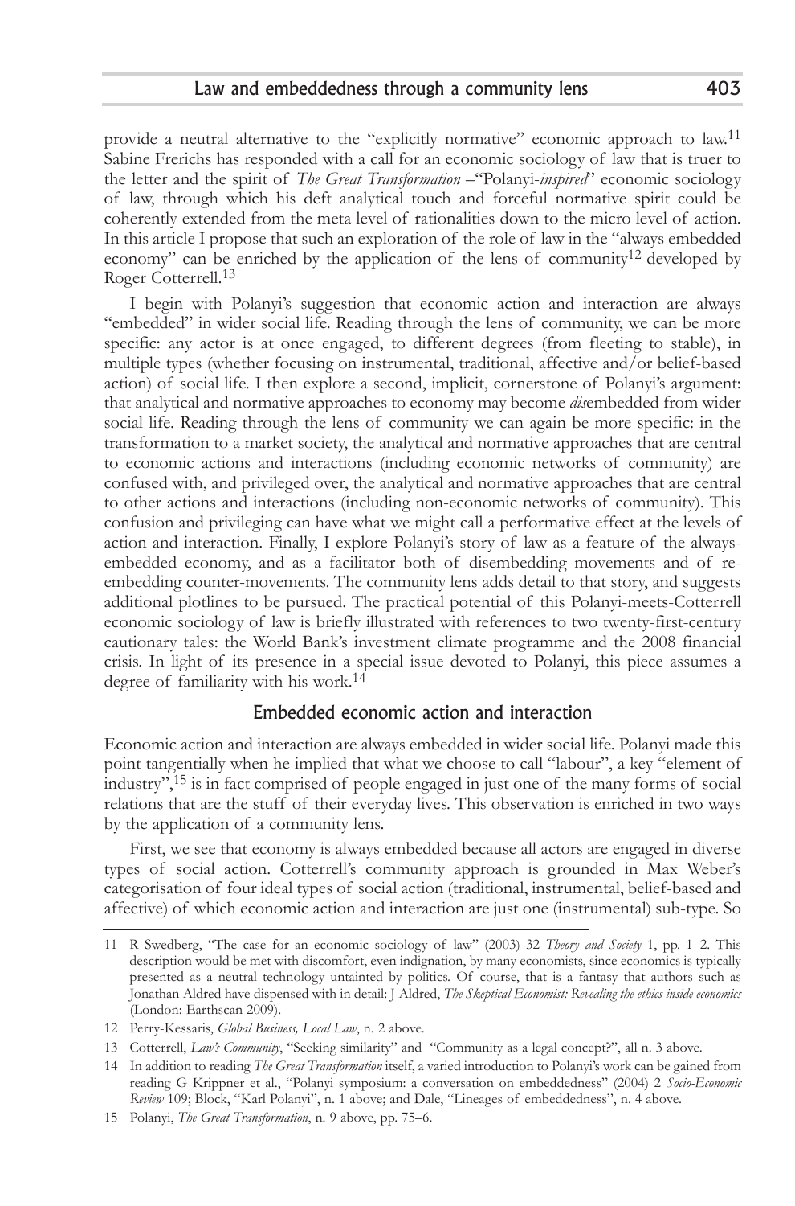provide a neutral alternative to the "explicitly normative" economic approach to law.[11] Sabine Frerichs has responded with a call for an economic sociology of law that is truer to the letter and the spirit of *The Great Transformation* –"Polanyi-*inspired*" economic sociology of law, through which his deft analytical touch and forceful normative spirit could be coherently extended from the meta level of rationalities down to the micro level of action. In this article I propose that such an exploration of the role of law in the "always embedded economy" can be enriched by the application of the lens of community[12] developed by Roger Cotterrell.[13]

I begin with Polanyi's suggestion that economic action and interaction are always "embedded" in wider social life. Reading through the lens of community, we can be more specific: any actor is at once engaged, to different degrees (from fleeting to stable), in multiple types (whether focusing on instrumental, traditional, affective and/or belief-based action) of social life. I then explore a second, implicit, cornerstone of Polanyi's argument: that analytical and normative approaches to economy may become *dis*embedded from wider social life. Reading through the lens of community we can again be more specific: in the transformation to a market society, the analytical and normative approaches that are central to economic actions and interactions (including economic networks of community) are confused with, and privileged over, the analytical and normative approaches that are central to other actions and interactions (including non-economic networks of community). This confusion and privileging can have what we might call a performative effect at the levels of action and interaction. Finally, I explore Polanyi's story of law as a feature of the always-embedded economy, and as a facilitator both of disembedding movements and of re-embedding counter-movements. The community lens adds detail to that story, and suggests additional plotlines to be pursued. The practical potential of this Polanyi-meets-Cotterrell economic sociology of law is briefly illustrated with references to two twenty-first-century cautionary tales: the World Bank's investment climate programme and the 2008 financial crisis. In light of its presence in a special issue devoted to Polanyi, this piece assumes a degree of familiarity with his work.[14]

## Embedded economic action and interaction

Economic action and interaction are always embedded in wider social life. Polanyi made this point tangentially when he implied that what we choose to call "labour", a key "element of industry",[15] is in fact comprised of people engaged in just one of the many forms of social relations that are the stuff of their everyday lives. This observation is enriched in two ways by the application of a community lens.

First, we see that economy is always embedded because all actors are engaged in diverse types of social action. Cotterrell's community approach is grounded in Max Weber's categorisation of four ideal types of social action (traditional, instrumental, belief-based and affective) of which economic action and interaction are just one (instrumental) sub-type. So

---

11 R Swedberg, "The case for an economic sociology of law" (2003) 32 *Theory and Society* 1, pp. 1–2. This description would be met with discomfort, even indignation, by many economists, since economics is typically presented as a neutral technology untainted by politics. Of course, that is a fantasy that authors such as Jonathan Aldred have dispensed with in detail: J Aldred, *The Skeptical Economist: Revealing the ethics inside economics* (London: Earthscan 2009).

12 Perry-Kessaris, *Global Business, Local Law*, n. 2 above.

13 Cotterrell, *Law's Community*, "Seeking similarity" and "Community as a legal concept?", all n. 3 above.

14 In addition to reading *The Great Transformation* itself, a varied introduction to Polanyi's work can be gained from reading G Krippner et al., "Polanyi symposium: a conversation on embeddedness" (2004) 2 *Socio-Economic Review* 109; Block, "Karl Polanyi", n. 1 above; and Dale, "Lineages of embeddedness", n. 4 above.

15 Polanyi, *The Great Transformation*, n. 9 above, pp. 75–6.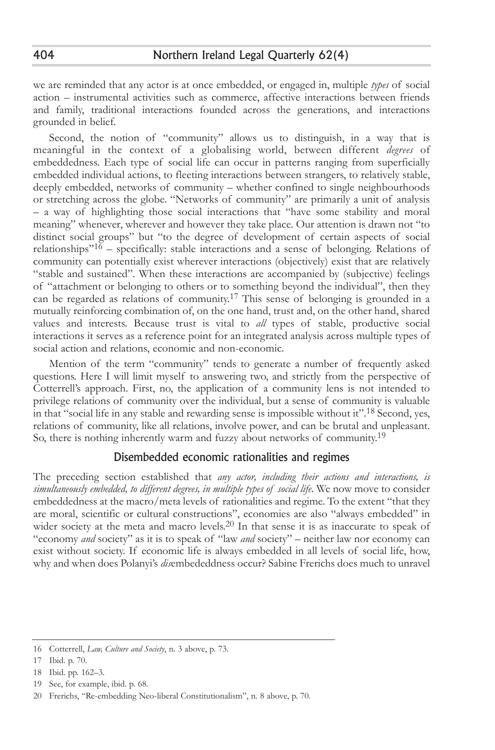we are reminded that any actor is at once embedded, or engaged in, multiple *types* of social action – instrumental activities such as commerce, affective interactions between friends and family, traditional interactions founded across the generations, and interactions grounded in belief.

Second, the notion of "community" allows us to distinguish, in a way that is meaningful in the context of a globalising world, between different *degrees* of embeddedness. Each type of social life can occur in patterns ranging from superficially embedded individual actions, to fleeting interactions between strangers, to relatively stable, deeply embedded, networks of community – whether confined to single neighbourhoods or stretching across the globe. "Networks of community" are primarily a unit of analysis – a way of highlighting those social interactions that "have some stability and moral meaning" whenever, wherever and however they take place. Our attention is drawn not "to distinct social groups" but "to the degree of development of certain aspects of social relationships"[16] – specifically: stable interactions and a sense of belonging. Relations of community can potentially exist wherever interactions (objectively) exist that are relatively "stable and sustained". When these interactions are accompanied by (subjective) feelings of "attachment or belonging to others or to something beyond the individual", then they can be regarded as relations of community.[17] This sense of belonging is grounded in a mutually reinforcing combination of, on the one hand, trust and, on the other hand, shared values and interests. Because trust is vital to *all* types of stable, productive social interactions it serves as a reference point for an integrated analysis across multiple types of social action and relations, economic and non-economic.

Mention of the term "community" tends to generate a number of frequently asked questions. Here I will limit myself to answering two, and strictly from the perspective of Cotterrell's approach. First, no, the application of a community lens is not intended to privilege relations of community over the individual, but a sense of community is valuable in that "social life in any stable and rewarding sense is impossible without it".[18] Second, yes, relations of community, like all relations, involve power, and can be brutal and unpleasant. So, there is nothing inherently warm and fuzzy about networks of community.[19]

## Disembedded economic rationalities and regimes

The preceding section established that *any actor, including their actions and interactions, is simultaneously embedded, to different degrees, in multiple types of social life*. We now move to consider embeddedness at the macro/meta levels of rationalities and regime. To the extent "that they are moral, scientific or cultural constructions", economies are also "always embedded" in wider society at the meta and macro levels.[20] In that sense it is as inaccurate to speak of "economy *and* society" as it is to speak of "law *and* society" – neither law nor economy can exist without society. If economic life is always embedded in all levels of social life, how, why and when does Polanyi's *dis*embededdness occur? Sabine Frerichs does much to unravel

---

16 Cotterrell, *Law, Culture and Society*, n. 3 above, p. 73.

17 Ibid. p. 70.

18 Ibid. pp. 162–3.

19 See, for example, ibid. p. 68.

20 Frerichs, "Re-embedding Neo-liberal Constitutionalism", n. 8 above, p. 70.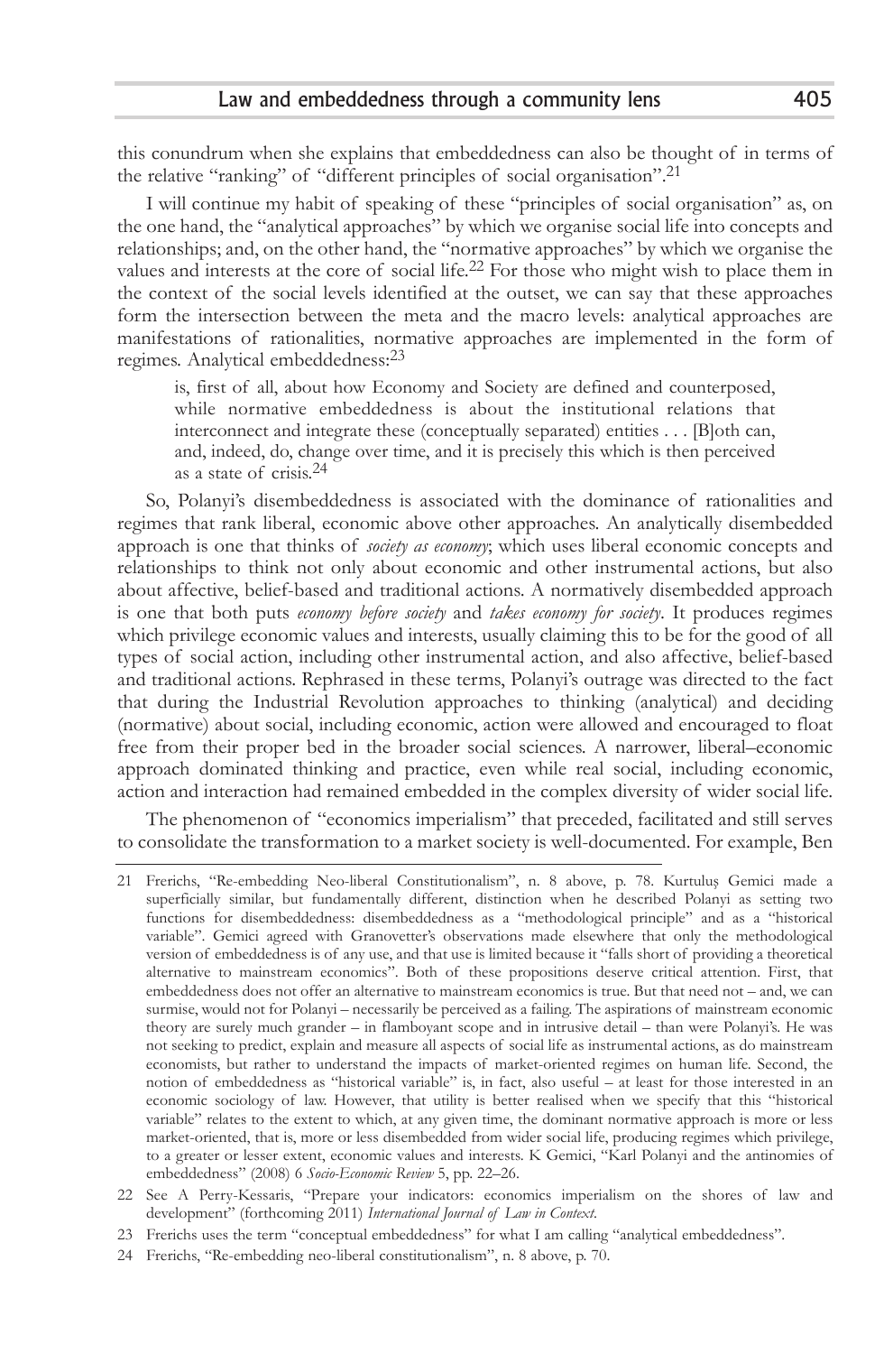this conundrum when she explains that embeddedness can also be thought of in terms of the relative "ranking" of "different principles of social organisation".[21]

I will continue my habit of speaking of these "principles of social organisation" as, on the one hand, the "analytical approaches" by which we organise social life into concepts and relationships; and, on the other hand, the "normative approaches" by which we organise the values and interests at the core of social life.[22] For those who might wish to place them in the context of the social levels identified at the outset, we can say that these approaches form the intersection between the meta and the macro levels: analytical approaches are manifestations of rationalities, normative approaches are implemented in the form of regimes. Analytical embeddedness:[23]

> is, first of all, about how Economy and Society are defined and counterposed, while normative embeddedness is about the institutional relations that interconnect and integrate these (conceptually separated) entities . . . [B]oth can, and, indeed, do, change over time, and it is precisely this which is then perceived as a state of crisis.[24]

So, Polanyi's disembeddedness is associated with the dominance of rationalities and regimes that rank liberal, economic above other approaches. An analytically disembedded approach is one that thinks of *society as economy*; which uses liberal economic concepts and relationships to think not only about economic and other instrumental actions, but also about affective, belief-based and traditional actions. A normatively disembedded approach is one that both puts *economy before society* and *takes economy for society*. It produces regimes which privilege economic values and interests, usually claiming this to be for the good of all types of social action, including other instrumental action, and also affective, belief-based and traditional actions. Rephrased in these terms, Polanyi's outrage was directed to the fact that during the Industrial Revolution approaches to thinking (analytical) and deciding (normative) about social, including economic, action were allowed and encouraged to float free from their proper bed in the broader social sciences. A narrower, liberal–economic approach dominated thinking and practice, even while real social, including economic, action and interaction had remained embedded in the complex diversity of wider social life.

The phenomenon of "economics imperialism" that preceded, facilitated and still serves to consolidate the transformation to a market society is well-documented. For example, Ben

---

21 Frerichs, "Re-embedding Neo-liberal Constitutionalism", n. 8 above, p. 78. Kurtuluş Gemici made a superficially similar, but fundamentally different, distinction when he described Polanyi as setting two functions for disembeddedness: disembeddedness as a "methodological principle" and as a "historical variable". Gemici agreed with Granovetter's observations made elsewhere that only the methodological version of embeddedness is of any use, and that use is limited because it "falls short of providing a theoretical alternative to mainstream economics". Both of these propositions deserve critical attention. First, that embeddedness does not offer an alternative to mainstream economics is true. But that need not – and, we can surmise, would not for Polanyi – necessarily be perceived as a failing. The aspirations of mainstream economic theory are surely much grander – in flamboyant scope and in intrusive detail – than were Polanyi's. He was not seeking to predict, explain and measure all aspects of social life as instrumental actions, as do mainstream economists, but rather to understand the impacts of market-oriented regimes on human life. Second, the notion of embeddedness as "historical variable" is, in fact, also useful – at least for those interested in an economic sociology of law. However, that utility is better realised when we specify that this "historical variable" relates to the extent to which, at any given time, the dominant normative approach is more or less market-oriented, that is, more or less disembedded from wider social life, producing regimes which privilege, to a greater or lesser extent, economic values and interests. K Gemici, "Karl Polanyi and the antinomies of embeddedness" (2008) 6 *Socio-Economic Review* 5, pp. 22–26.

22 See A Perry-Kessaris, "Prepare your indicators: economics imperialism on the shores of law and development" (forthcoming 2011) *International Journal of Law in Context*.

23 Frerichs uses the term "conceptual embeddedness" for what I am calling "analytical embeddedness".

24 Frerichs, "Re-embedding neo-liberal constitutionalism", n. 8 above, p. 70.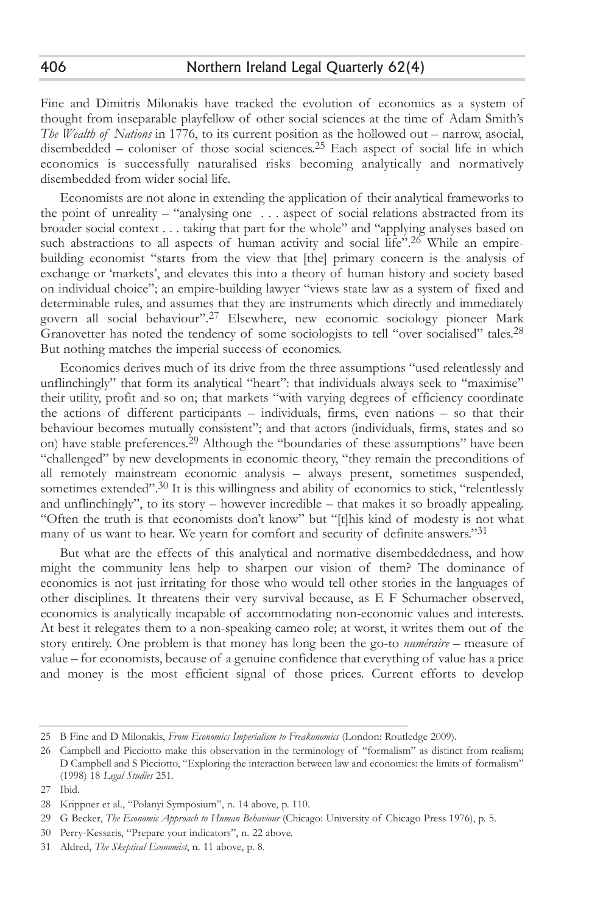Fine and Dimitris Milonakis have tracked the evolution of economics as a system of thought from inseparable playfellow of other social sciences at the time of Adam Smith's *The Wealth of Nations* in 1776, to its current position as the hollowed out – narrow, asocial, disembedded – coloniser of those social sciences.[25] Each aspect of social life in which economics is successfully naturalised risks becoming analytically and normatively disembedded from wider social life.

Economists are not alone in extending the application of their analytical frameworks to the point of unreality – "analysing one . . . aspect of social relations abstracted from its broader social context . . . taking that part for the whole" and "applying analyses based on such abstractions to all aspects of human activity and social life".[26] While an empire-building economist "starts from the view that [the] primary concern is the analysis of exchange or 'markets', and elevates this into a theory of human history and society based on individual choice"; an empire-building lawyer "views state law as a system of fixed and determinable rules, and assumes that they are instruments which directly and immediately govern all social behaviour".[27] Elsewhere, new economic sociology pioneer Mark Granovetter has noted the tendency of some sociologists to tell "over socialised" tales.[28] But nothing matches the imperial success of economics.

Economics derives much of its drive from the three assumptions "used relentlessly and unflinchingly" that form its analytical "heart": that individuals always seek to "maximise" their utility, profit and so on; that markets "with varying degrees of efficiency coordinate the actions of different participants – individuals, firms, even nations – so that their behaviour becomes mutually consistent"; and that actors (individuals, firms, states and so on) have stable preferences.[29] Although the "boundaries of these assumptions" have been "challenged" by new developments in economic theory, "they remain the preconditions of all remotely mainstream economic analysis – always present, sometimes suspended, sometimes extended".[30] It is this willingness and ability of economics to stick, "relentlessly and unflinchingly", to its story – however incredible – that makes it so broadly appealing. "Often the truth is that economists don't know" but "[t]his kind of modesty is not what many of us want to hear. We yearn for comfort and security of definite answers."[31]

But what are the effects of this analytical and normative disembeddedness, and how might the community lens help to sharpen our vision of them? The dominance of economics is not just irritating for those who would tell other stories in the languages of other disciplines. It threatens their very survival because, as E F Schumacher observed, economics is analytically incapable of accommodating non-economic values and interests. At best it relegates them to a non-speaking cameo role; at worst, it writes them out of the story entirely. One problem is that money has long been the go-to *numéraire* – measure of value – for economists, because of a genuine confidence that everything of value has a price and money is the most efficient signal of those prices. Current efforts to develop

---

25 B Fine and D Milonakis, *From Economics Imperialism to Freakonomics* (London: Routledge 2009).

26 Campbell and Picciotto make this observation in the terminology of "formalism" as distinct from realism; D Campbell and S Picciotto, "Exploring the interaction between law and economics: the limits of formalism" (1998) 18 *Legal Studies* 251.

27 Ibid.

28 Krippner et al., "Polanyi Symposium", n. 14 above, p. 110.

29 G Becker, *The Economic Approach to Human Behaviour* (Chicago: University of Chicago Press 1976), p. 5.

30 Perry-Kessaris, "Prepare your indicators", n. 22 above.

31 Aldred, *The Skeptical Economist*, n. 11 above, p. 8.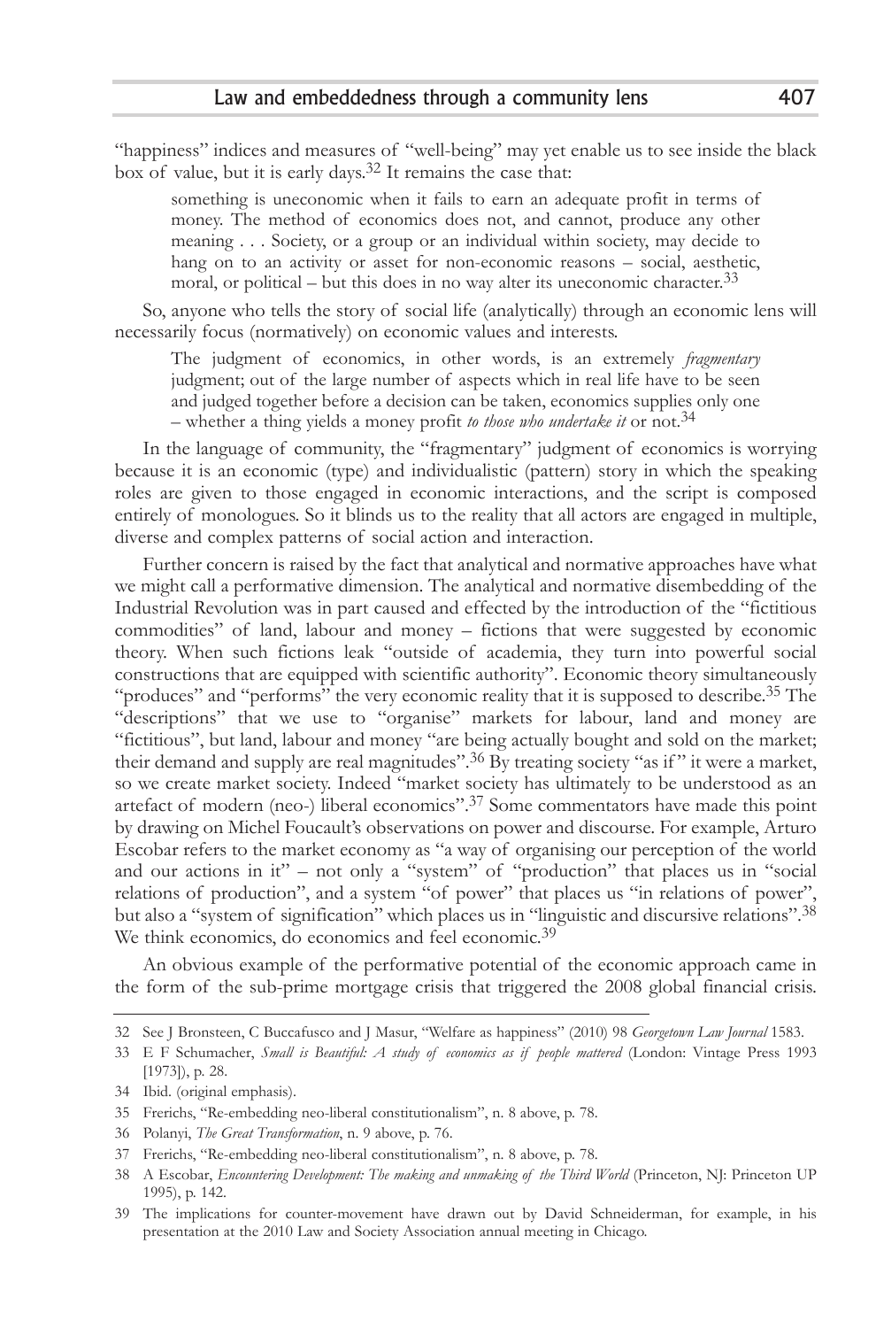"happiness" indices and measures of "well-being" may yet enable us to see inside the black box of value, but it is early days.[32] It remains the case that:

> something is uneconomic when it fails to earn an adequate profit in terms of money. The method of economics does not, and cannot, produce any other meaning . . . Society, or a group or an individual within society, may decide to hang on to an activity or asset for non-economic reasons – social, aesthetic, moral, or political – but this does in no way alter its uneconomic character.[33]

So, anyone who tells the story of social life (analytically) through an economic lens will necessarily focus (normatively) on economic values and interests.

> The judgment of economics, in other words, is an extremely *fragmentary* judgment; out of the large number of aspects which in real life have to be seen and judged together before a decision can be taken, economics supplies only one – whether a thing yields a money profit *to those who undertake it* or not.[34]

In the language of community, the "fragmentary" judgment of economics is worrying because it is an economic (type) and individualistic (pattern) story in which the speaking roles are given to those engaged in economic interactions, and the script is composed entirely of monologues. So it blinds us to the reality that all actors are engaged in multiple, diverse and complex patterns of social action and interaction.

Further concern is raised by the fact that analytical and normative approaches have what we might call a performative dimension. The analytical and normative disembedding of the Industrial Revolution was in part caused and effected by the introduction of the "fictitious commodities" of land, labour and money – fictions that were suggested by economic theory. When such fictions leak "outside of academia, they turn into powerful social constructions that are equipped with scientific authority". Economic theory simultaneously "produces" and "performs" the very economic reality that it is supposed to describe.[35] The "descriptions" that we use to "organise" markets for labour, land and money are "fictitious", but land, labour and money "are being actually bought and sold on the market; their demand and supply are real magnitudes".[36] By treating society "as if" it were a market, so we create market society. Indeed "market society has ultimately to be understood as an artefact of modern (neo-) liberal economics".[37] Some commentators have made this point by drawing on Michel Foucault's observations on power and discourse. For example, Arturo Escobar refers to the market economy as "a way of organising our perception of the world and our actions in it" – not only a "system" of "production" that places us in "social relations of production", and a system "of power" that places us "in relations of power", but also a "system of signification" which places us in "linguistic and discursive relations".[38] We think economics, do economics and feel economic.[39]

An obvious example of the performative potential of the economic approach came in the form of the sub-prime mortgage crisis that triggered the 2008 global financial crisis.

---

32 See J Bronsteen, C Buccafusco and J Masur, "Welfare as happiness" (2010) 98 *Georgetown Law Journal* 1583.

33 E F Schumacher, *Small is Beautiful: A study of economics as if people mattered* (London: Vintage Press 1993 [1973]), p. 28.

34 Ibid. (original emphasis).

35 Frerichs, "Re-embedding neo-liberal constitutionalism", n. 8 above, p. 78.

36 Polanyi, *The Great Transformation*, n. 9 above, p. 76.

37 Frerichs, "Re-embedding neo-liberal constitutionalism", n. 8 above, p. 78.

38 A Escobar, *Encountering Development: The making and unmaking of the Third World* (Princeton, NJ: Princeton UP 1995), p. 142.

39 The implications for counter-movement have drawn out by David Schneiderman, for example, in his presentation at the 2010 Law and Society Association annual meeting in Chicago.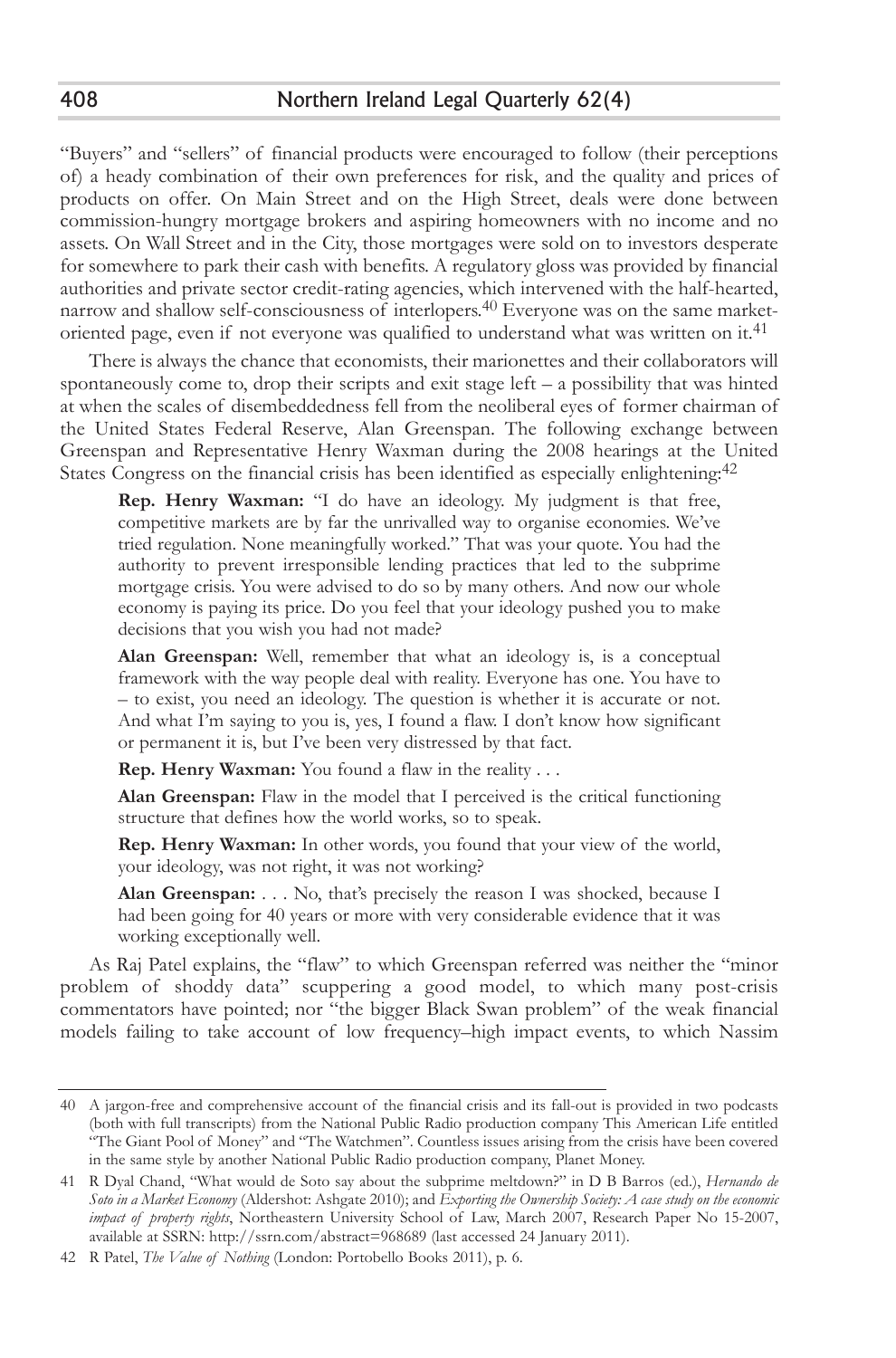"Buyers" and "sellers" of financial products were encouraged to follow (their perceptions of) a heady combination of their own preferences for risk, and the quality and prices of products on offer. On Main Street and on the High Street, deals were done between commission-hungry mortgage brokers and aspiring homeowners with no income and no assets. On Wall Street and in the City, those mortgages were sold on to investors desperate for somewhere to park their cash with benefits. A regulatory gloss was provided by financial authorities and private sector credit-rating agencies, which intervened with the half-hearted, narrow and shallow self-consciousness of interlopers.[40] Everyone was on the same market-oriented page, even if not everyone was qualified to understand what was written on it.[41]

There is always the chance that economists, their marionettes and their collaborators will spontaneously come to, drop their scripts and exit stage left – a possibility that was hinted at when the scales of disembeddedness fell from the neoliberal eyes of former chairman of the United States Federal Reserve, Alan Greenspan. The following exchange between Greenspan and Representative Henry Waxman during the 2008 hearings at the United States Congress on the financial crisis has been identified as especially enlightening:[42]

> **Rep. Henry Waxman:** "I do have an ideology. My judgment is that free, competitive markets are by far the unrivalled way to organise economies. We've tried regulation. None meaningfully worked." That was your quote. You had the authority to prevent irresponsible lending practices that led to the subprime mortgage crisis. You were advised to do so by many others. And now our whole economy is paying its price. Do you feel that your ideology pushed you to make decisions that you wish you had not made?
>
> **Alan Greenspan:** Well, remember that what an ideology is, is a conceptual framework with the way people deal with reality. Everyone has one. You have to – to exist, you need an ideology. The question is whether it is accurate or not. And what I'm saying to you is, yes, I found a flaw. I don't know how significant or permanent it is, but I've been very distressed by that fact.
>
> **Rep. Henry Waxman:** You found a flaw in the reality . . .
>
> **Alan Greenspan:** Flaw in the model that I perceived is the critical functioning structure that defines how the world works, so to speak.
>
> **Rep. Henry Waxman:** In other words, you found that your view of the world, your ideology, was not right, it was not working?
>
> **Alan Greenspan:** . . . No, that's precisely the reason I was shocked, because I had been going for 40 years or more with very considerable evidence that it was working exceptionally well.

As Raj Patel explains, the "flaw" to which Greenspan referred was neither the "minor problem of shoddy data" scuppering a good model, to which many post-crisis commentators have pointed; nor "the bigger Black Swan problem" of the weak financial models failing to take account of low frequency–high impact events, to which Nassim

---

40 A jargon-free and comprehensive account of the financial crisis and its fall-out is provided in two podcasts (both with full transcripts) from the National Public Radio production company This American Life entitled "The Giant Pool of Money" and "The Watchmen". Countless issues arising from the crisis have been covered in the same style by another National Public Radio production company, Planet Money.

41 R Dyal Chand, "What would de Soto say about the subprime meltdown?" in D B Barros (ed.), *Hernando de Soto in a Market Economy* (Aldershot: Ashgate 2010); and *Exporting the Ownership Society: A case study on the economic impact of property rights*, Northeastern University School of Law, March 2007, Research Paper No 15-2007, available at SSRN: http://ssrn.com/abstract=968689 (last accessed 24 January 2011).

42 R Patel, *The Value of Nothing* (London: Portobello Books 2011), p. 6.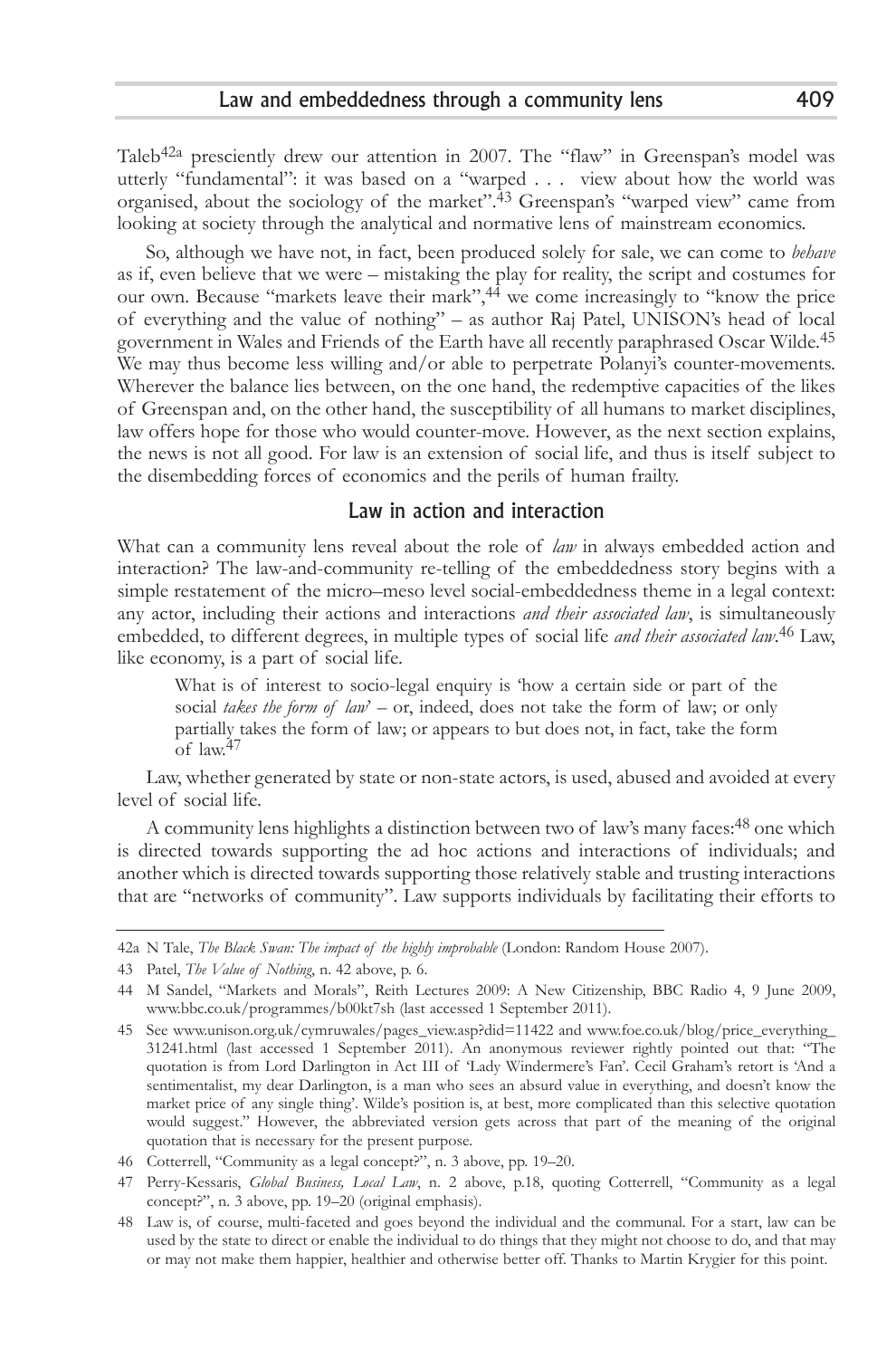Taleb[42a] presciently drew our attention in 2007. The "flaw" in Greenspan's model was utterly "fundamental": it was based on a "warped . . . view about how the world was organised, about the sociology of the market".[43] Greenspan's "warped view" came from looking at society through the analytical and normative lens of mainstream economics.

So, although we have not, in fact, been produced solely for sale, we can come to *behave* as if, even believe that we were – mistaking the play for reality, the script and costumes for our own. Because "markets leave their mark",[44] we come increasingly to "know the price of everything and the value of nothing" – as author Raj Patel, UNISON's head of local government in Wales and Friends of the Earth have all recently paraphrased Oscar Wilde.[45] We may thus become less willing and/or able to perpetrate Polanyi's counter-movements. Wherever the balance lies between, on the one hand, the redemptive capacities of the likes of Greenspan and, on the other hand, the susceptibility of all humans to market disciplines, law offers hope for those who would counter-move. However, as the next section explains, the news is not all good. For law is an extension of social life, and thus is itself subject to the disembedding forces of economics and the perils of human frailty.

## Law in action and interaction

What can a community lens reveal about the role of *law* in always embedded action and interaction? The law-and-community re-telling of the embeddedness story begins with a simple restatement of the micro–meso level social-embeddedness theme in a legal context: any actor, including their actions and interactions *and their associated law*, is simultaneously embedded, to different degrees, in multiple types of social life *and their associated law*.[46] Law, like economy, is a part of social life.

> What is of interest to socio-legal enquiry is 'how a certain side or part of the social *takes the form of law*' – or, indeed, does not take the form of law; or only partially takes the form of law; or appears to but does not, in fact, take the form of law.[47]

Law, whether generated by state or non-state actors, is used, abused and avoided at every level of social life.

A community lens highlights a distinction between two of law's many faces:[48] one which is directed towards supporting the ad hoc actions and interactions of individuals; and another which is directed towards supporting those relatively stable and trusting interactions that are "networks of community". Law supports individuals by facilitating their efforts to

---

42a N Tale, *The Black Swan: The impact of the highly improbable* (London: Random House 2007).

43 Patel, *The Value of Nothing*, n. 42 above, p. 6.

44 M Sandel, "Markets and Morals", Reith Lectures 2009: A New Citizenship, BBC Radio 4, 9 June 2009, www.bbc.co.uk/programmes/b00kt7sh (last accessed 1 September 2011).

45 See www.unison.org.uk/cymruwales/pages_view.asp?did=11422 and www.foe.co.uk/blog/price_everything_31241.html (last accessed 1 September 2011). An anonymous reviewer rightly pointed out that: "The quotation is from Lord Darlington in Act III of 'Lady Windermere's Fan'. Cecil Graham's retort is 'And a sentimentalist, my dear Darlington, is a man who sees an absurd value in everything, and doesn't know the market price of any single thing'. Wilde's position is, at best, more complicated than this selective quotation would suggest." However, the abbreviated version gets across that part of the meaning of the original quotation that is necessary for the present purpose.

46 Cotterrell, "Community as a legal concept?", n. 3 above, pp. 19–20.

47 Perry-Kessaris, *Global Business, Local Law*, n. 2 above, p.18, quoting Cotterrell, "Community as a legal concept?", n. 3 above, pp. 19–20 (original emphasis).

48 Law is, of course, multi-faceted and goes beyond the individual and the communal. For a start, law can be used by the state to direct or enable the individual to do things that they might not choose to do, and that may or may not make them happier, healthier and otherwise better off. Thanks to Martin Krygier for this point.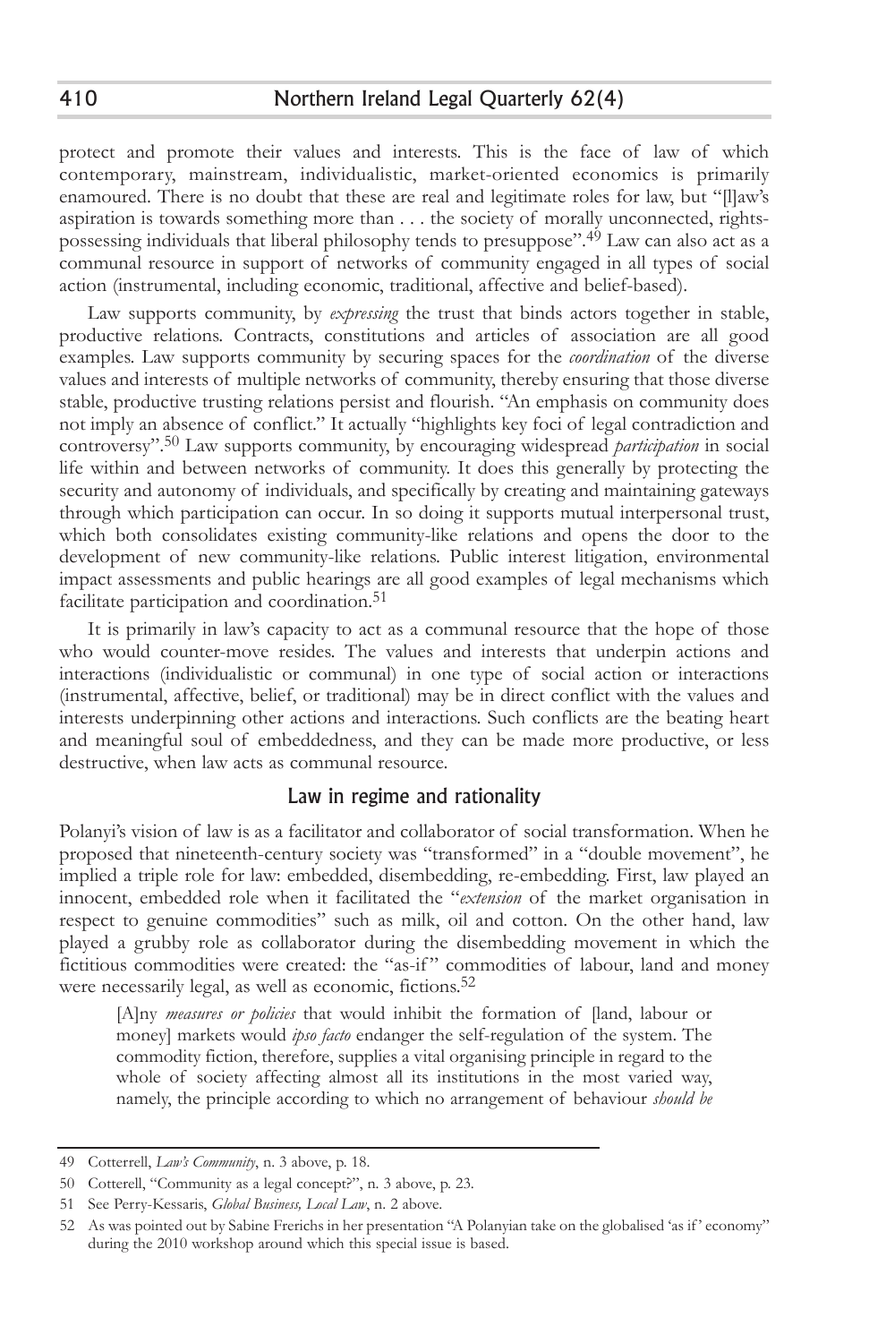protect and promote their values and interests. This is the face of law of which contemporary, mainstream, individualistic, market-oriented economics is primarily enamoured. There is no doubt that these are real and legitimate roles for law, but "[l]aw's aspiration is towards something more than . . . the society of morally unconnected, rights-possessing individuals that liberal philosophy tends to presuppose".[49] Law can also act as a communal resource in support of networks of community engaged in all types of social action (instrumental, including economic, traditional, affective and belief-based).

Law supports community, by *expressing* the trust that binds actors together in stable, productive relations. Contracts, constitutions and articles of association are all good examples. Law supports community by securing spaces for the *coordination* of the diverse values and interests of multiple networks of community, thereby ensuring that those diverse stable, productive trusting relations persist and flourish. "An emphasis on community does not imply an absence of conflict." It actually "highlights key foci of legal contradiction and controversy".[50] Law supports community, by encouraging widespread *participation* in social life within and between networks of community. It does this generally by protecting the security and autonomy of individuals, and specifically by creating and maintaining gateways through which participation can occur. In so doing it supports mutual interpersonal trust, which both consolidates existing community-like relations and opens the door to the development of new community-like relations. Public interest litigation, environmental impact assessments and public hearings are all good examples of legal mechanisms which facilitate participation and coordination.[51]

It is primarily in law's capacity to act as a communal resource that the hope of those who would counter-move resides. The values and interests that underpin actions and interactions (individualistic or communal) in one type of social action or interactions (instrumental, affective, belief, or traditional) may be in direct conflict with the values and interests underpinning other actions and interactions. Such conflicts are the beating heart and meaningful soul of embeddedness, and they can be made more productive, or less destructive, when law acts as communal resource.

## Law in regime and rationality

Polanyi's vision of law is as a facilitator and collaborator of social transformation. When he proposed that nineteenth-century society was "transformed" in a "double movement", he implied a triple role for law: embedded, disembedding, re-embedding. First, law played an innocent, embedded role when it facilitated the "*extension* of the market organisation in respect to genuine commodities" such as milk, oil and cotton. On the other hand, law played a grubby role as collaborator during the disembedding movement in which the fictitious commodities were created: the "as-if" commodities of labour, land and money were necessarily legal, as well as economic, fictions.[52]

> [A]ny *measures or policies* that would inhibit the formation of [land, labour or money] markets would *ipso facto* endanger the self-regulation of the system. The commodity fiction, therefore, supplies a vital organising principle in regard to the whole of society affecting almost all its institutions in the most varied way, namely, the principle according to which no arrangement of behaviour *should be*

---

49 Cotterrell, *Law's Community*, n. 3 above, p. 18.

50 Cotterrell, "Community as a legal concept?", n. 3 above, p. 23.

51 See Perry-Kessaris, *Global Business, Local Law*, n. 2 above.

52 As was pointed out by Sabine Frerichs in her presentation "A Polanyian take on the globalised 'as if' economy" during the 2010 workshop around which this special issue is based.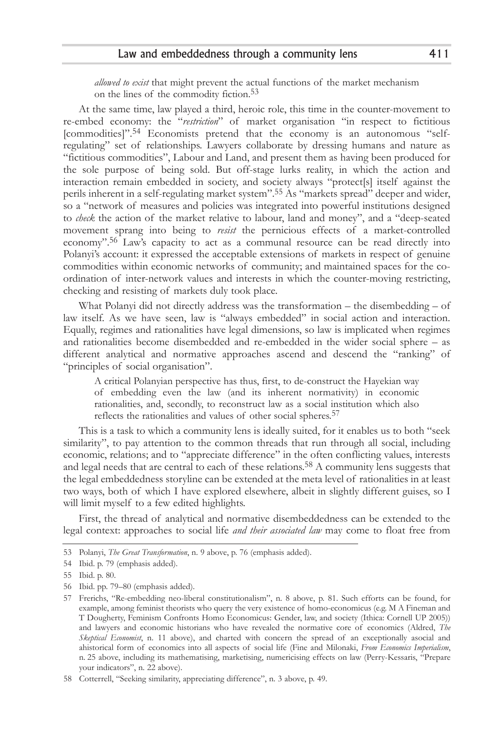*allowed to exist* that might prevent the actual functions of the market mechanism on the lines of the commodity fiction.[53]

At the same time, law played a third, heroic role, this time in the counter-movement to re-embed economy: the "*restriction*" of market organisation "in respect to fictitious [commodities]".[54] Economists pretend that the economy is an autonomous "self-regulating" set of relationships. Lawyers collaborate by dressing humans and nature as "fictitious commodities", Labour and Land, and present them as having been produced for the sole purpose of being sold. But off-stage lurks reality, in which the action and interaction remain embedded in society, and society always "protect[s] itself against the perils inherent in a self-regulating market system".[55] As "markets spread" deeper and wider, so a "network of measures and policies was integrated into powerful institutions designed to *check* the action of the market relative to labour, land and money", and a "deep-seated movement sprang into being to *resist* the pernicious effects of a market-controlled economy".[56] Law's capacity to act as a communal resource can be read directly into Polanyi's account: it expressed the acceptable extensions of markets in respect of genuine commodities within economic networks of community; and maintained spaces for the co-ordination of inter-network values and interests in which the counter-moving restricting, checking and resisting of markets duly took place.

What Polanyi did not directly address was the transformation – the disembedding – of law itself. As we have seen, law is "always embedded" in social action and interaction. Equally, regimes and rationalities have legal dimensions, so law is implicated when regimes and rationalities become disembedded and re-embedded in the wider social sphere – as different analytical and normative approaches ascend and descend the "ranking" of "principles of social organisation".

> A critical Polanyian perspective has thus, first, to de-construct the Hayekian way of embedding even the law (and its inherent normativity) in economic rationalities, and, secondly, to reconstruct law as a social institution which also reflects the rationalities and values of other social spheres.[57]

This is a task to which a community lens is ideally suited, for it enables us to both "seek similarity", to pay attention to the common threads that run through all social, including economic, relations; and to "appreciate difference" in the often conflicting values, interests and legal needs that are central to each of these relations.[58] A community lens suggests that the legal embeddedness storyline can be extended at the meta level of rationalities in at least two ways, both of which I have explored elsewhere, albeit in slightly different guises, so I will limit myself to a few edited highlights.

First, the thread of analytical and normative disembeddedness can be extended to the legal context: approaches to social life *and their associated law* may come to float free from

---

53 Polanyi, *The Great Transformation*, n. 9 above, p. 76 (emphasis added).

54 Ibid. p. 79 (emphasis added).

55 Ibid. p. 80.

56 Ibid. pp. 79–80 (emphasis added).

57 Frerichs, "Re-embedding neo-liberal constitutionalism", n. 8 above, p. 81. Such efforts can be found, for example, among feminist theorists who query the very existence of homo-economicus (e.g. M A Fineman and T Dougherty, Feminism Confronts Homo Economicus: Gender, law, and society (Ithica: Cornell UP 2005)) and lawyers and economic historians who have revealed the normative core of economics (Aldred, *The Skeptical Economist*, n. 11 above), and charted with concern the spread of an exceptionally asocial and ahistorical form of economics into all aspects of social life (Fine and Milonaki, *From Economics Imperialism*, n. 25 above, including its mathematising, marketising, numericising effects on law (Perry-Kessaris, "Prepare your indicators", n. 22 above).

58 Cotterrell, "Seeking similarity, appreciating difference", n. 3 above, p. 49.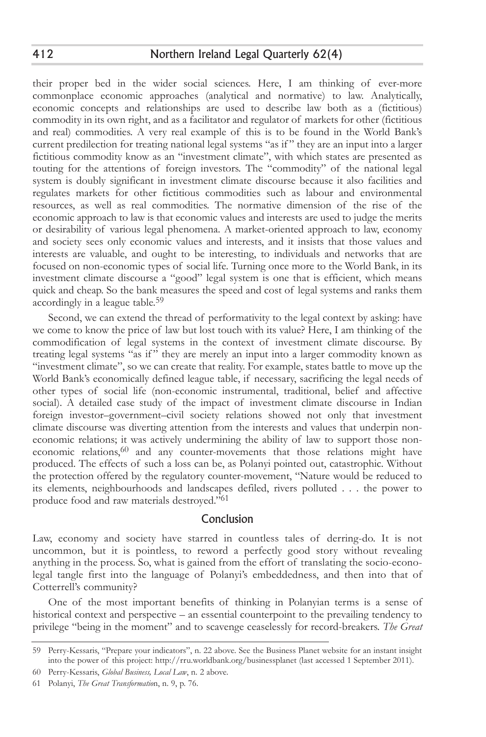their proper bed in the wider social sciences. Here, I am thinking of ever-more commonplace economic approaches (analytical and normative) to law. Analytically, economic concepts and relationships are used to describe law both as a (fictitious) commodity in its own right, and as a facilitator and regulator of markets for other (fictitious and real) commodities. A very real example of this is to be found in the World Bank's current predilection for treating national legal systems "as if" they are an input into a larger fictitious commodity know as an "investment climate", with which states are presented as touting for the attentions of foreign investors. The "commodity" of the national legal system is doubly significant in investment climate discourse because it also facilities and regulates markets for other fictitious commodities such as labour and environmental resources, as well as real commodities. The normative dimension of the rise of the economic approach to law is that economic values and interests are used to judge the merits or desirability of various legal phenomena. A market-oriented approach to law, economy and society sees only economic values and interests, and it insists that those values and interests are valuable, and ought to be interesting, to individuals and networks that are focused on non-economic types of social life. Turning once more to the World Bank, in its investment climate discourse a "good" legal system is one that is efficient, which means quick and cheap. So the bank measures the speed and cost of legal systems and ranks them accordingly in a league table.[59]

Second, we can extend the thread of performativity to the legal context by asking: have we come to know the price of law but lost touch with its value? Here, I am thinking of the commodification of legal systems in the context of investment climate discourse. By treating legal systems "as if" they are merely an input into a larger commodity known as "investment climate", so we can create that reality. For example, states battle to move up the World Bank's economically defined league table, if necessary, sacrificing the legal needs of other types of social life (non-economic instrumental, traditional, belief and affective social). A detailed case study of the impact of investment climate discourse in Indian foreign investor–government–civil society relations showed not only that investment climate discourse was diverting attention from the interests and values that underpin non-economic relations; it was actively undermining the ability of law to support those non-economic relations,[60] and any counter-movements that those relations might have produced. The effects of such a loss can be, as Polanyi pointed out, catastrophic. Without the protection offered by the regulatory counter-movement, "Nature would be reduced to its elements, neighbourhoods and landscapes defiled, rivers polluted . . . the power to produce food and raw materials destroyed."[61]

## Conclusion

Law, economy and society have starred in countless tales of derring-do. It is not uncommon, but it is pointless, to reword a perfectly good story without revealing anything in the process. So, what is gained from the effort of translating the socio-econo-legal tangle first into the language of Polanyi's embeddedness, and then into that of Cotterrell's community?

One of the most important benefits of thinking in Polanyian terms is a sense of historical context and perspective – an essential counterpoint to the prevailing tendency to privilege "being in the moment" and to scavenge ceaselessly for record-breakers. *The Great*

59 Perry-Kessaris, "Prepare your indicators", n. 22 above. See the Business Planet website for an instant insight into the power of this project: http://rru.worldbank.org/businessplanet (last accessed 1 September 2011).

60 Perry-Kessaris, *Global Business, Local Law*, n. 2 above.

61 Polanyi, *The Great Transformation*, n. 9, p. 76.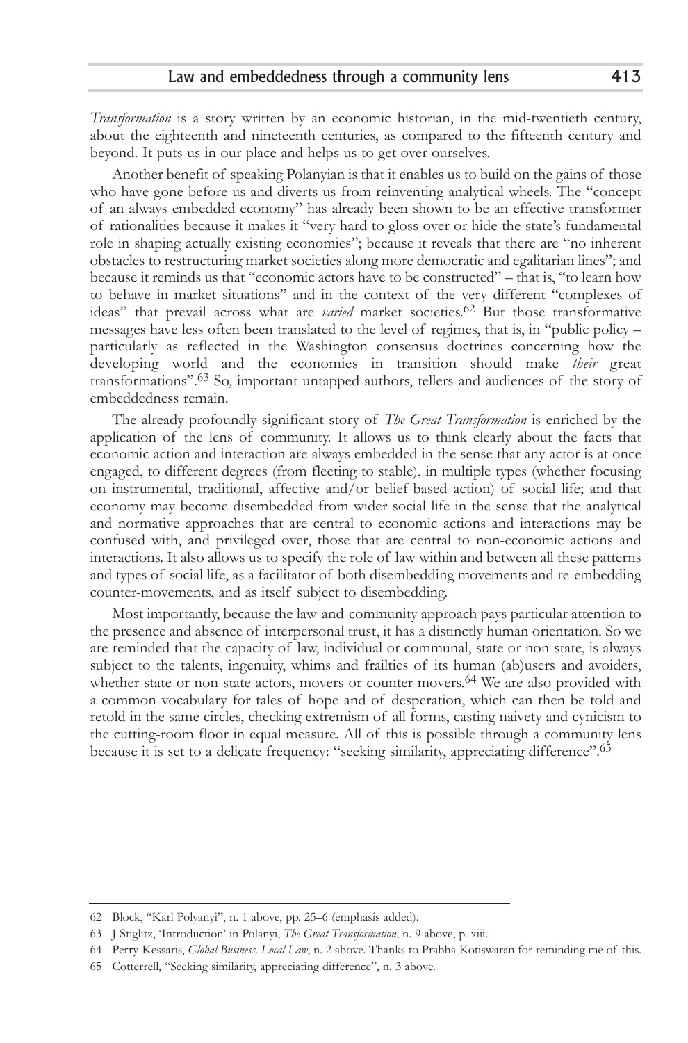*Transformation* is a story written by an economic historian, in the mid-twentieth century, about the eighteenth and nineteenth centuries, as compared to the fifteenth century and beyond. It puts us in our place and helps us to get over ourselves.

Another benefit of speaking Polanyian is that it enables us to build on the gains of those who have gone before us and diverts us from reinventing analytical wheels. The "concept of an always embedded economy" has already been shown to be an effective transformer of rationalities because it makes it "very hard to gloss over or hide the state's fundamental role in shaping actually existing economies"; because it reveals that there are "no inherent obstacles to restructuring market societies along more democratic and egalitarian lines"; and because it reminds us that "economic actors have to be constructed" – that is, "to learn how to behave in market situations" and in the context of the very different "complexes of ideas" that prevail across what are *varied* market societies.[62] But those transformative messages have less often been translated to the level of regimes, that is, in "public policy – particularly as reflected in the Washington consensus doctrines concerning how the developing world and the economies in transition should make *their* great transformations".[63] So, important untapped authors, tellers and audiences of the story of embeddedness remain.

The already profoundly significant story of *The Great Transformation* is enriched by the application of the lens of community. It allows us to think clearly about the facts that economic action and interaction are always embedded in the sense that any actor is at once engaged, to different degrees (from fleeting to stable), in multiple types (whether focusing on instrumental, traditional, affective and/or belief-based action) of social life; and that economy may become disembedded from wider social life in the sense that the analytical and normative approaches that are central to economic actions and interactions may be confused with, and privileged over, those that are central to non-economic actions and interactions. It also allows us to specify the role of law within and between all these patterns and types of social life, as a facilitator of both disembedding movements and re-embedding counter-movements, and as itself subject to disembedding.

Most importantly, because the law-and-community approach pays particular attention to the presence and absence of interpersonal trust, it has a distinctly human orientation. So we are reminded that the capacity of law, individual or communal, state or non-state, is always subject to the talents, ingenuity, whims and frailties of its human (ab)users and avoiders, whether state or non-state actors, movers or counter-movers.[64] We are also provided with a common vocabulary for tales of hope and of desperation, which can then be told and retold in the same circles, checking extremism of all forms, casting naivety and cynicism to the cutting-room floor in equal measure. All of this is possible through a community lens because it is set to a delicate frequency: "seeking similarity, appreciating difference".[65]

---

62 Block, "Karl Polyanyi", n. 1 above, pp. 25–6 (emphasis added).

63 J Stiglitz, 'Introduction' in Polanyi, *The Great Transformation*, n. 9 above, p. xiii.

64 Perry-Kessaris, *Global Business, Local Law*, n. 2 above. Thanks to Prabha Kotiswaran for reminding me of this.

65 Cotterrell, "Seeking similarity, appreciating difference", n. 3 above.